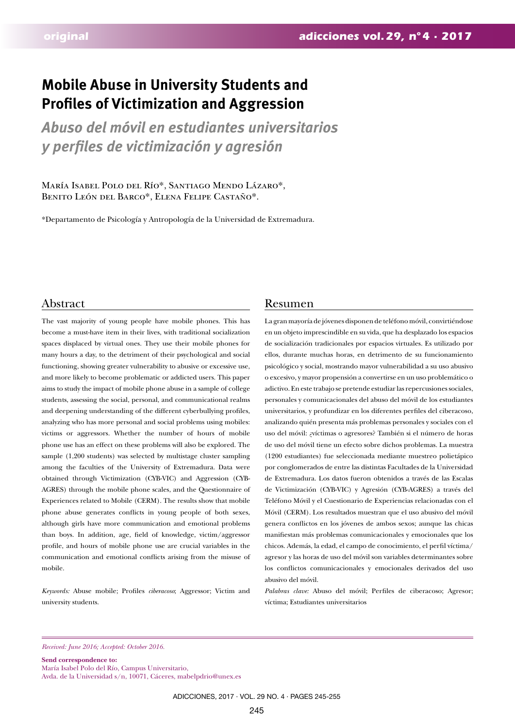# Mobile Abuse in University Students and Profiles of Victimization and Aggression

## *Abuso del móvil en estudiantes universitarios y perfiles de victimización y agresión*

María Isabel Polo del Río*, Santiago Mendo Lázaro*, Benito León del Barco*, Elena Felipe Castaño*.

*Departamento de Psicología y Antropología de la Universidad de Extremadura.

## Abstract

The vast majority of young people have mobile phones. This has become a must-have item in their lives, with traditional socialization spaces displaced by virtual ones. They use their mobile phones for many hours a day, to the detriment of their psychological and social functioning, showing greater vulnerability to abusive or excessive use, and more likely to become problematic or addicted users. This paper aims to study the impact of mobile phone abuse in a sample of college students, assessing the social, personal, and communicational realms and deepening understanding of the different cyberbullying profiles, analyzing who has more personal and social problems using mobiles: victims or aggressors. Whether the number of hours of mobile phone use has an effect on these problems will also be explored. The sample (1,200 students) was selected by multistage cluster sampling among the faculties of the University of Extremadura. Data were obtained through Victimization (CYB-VIC) and Aggression (CYB-AGRES) through the mobile phone scales, and the Questionnaire of Experiences related to Mobile (CERM). The results show that mobile phone abuse generates conflicts in young people of both sexes, although girls have more communication and emotional problems than boys. In addition, age, field of knowledge, victim/aggressor profile, and hours of mobile phone use are crucial variables in the communication and emotional conflicts arising from the misuse of mobile.

*Keywords:* Abuse mobile; Profiles *ciberacoso*; Aggressor; Victim and university students.

## Resumen

La gran mayoría de jóvenes disponen de teléfono móvil, convirtiéndose en un objeto imprescindible en su vida, que ha desplazado los espacios de socialización tradicionales por espacios virtuales. Es utilizado por ellos, durante muchas horas, en detrimento de su funcionamiento psicológico y social, mostrando mayor vulnerabilidad a su uso abusivo o excesivo, y mayor propensión a convertirse en un uso problemático o adictivo. En este trabajo se pretende estudiar las repercusiones sociales, personales y comunicacionales del abuso del móvil de los estudiantes universitarios, y profundizar en los diferentes perfiles del ciberacoso, analizando quién presenta más problemas personales y sociales con el uso del móvil: ¿víctimas o agresores? También si el número de horas de uso del móvil tiene un efecto sobre dichos problemas. La muestra (1200 estudiantes) fue seleccionada mediante muestreo polietápico por conglomerados de entre las distintas Facultades de la Universidad de Extremadura. Los datos fueron obtenidos a través de las Escalas de Victimización (CYB-VIC) y Agresión (CYB-AGRES) a través del Teléfono Móvil y el Cuestionario de Experiencias relacionadas con el Móvil (CERM). Los resultados muestran que el uso abusivo del móvil genera conflictos en los jóvenes de ambos sexos; aunque las chicas manifiestan más problemas comunicacionales y emocionales que los chicos. Además, la edad, el campo de conocimiento, el perfil víctima/agresor y las horas de uso del móvil son variables determinantes sobre los conflictos comunicacionales y emocionales derivados del uso abusivo del móvil.

*Palabras clave:* Abuso del móvil; Perfiles de ciberacoso; Agresor; víctima; Estudiantes universitarios

*Received: June 2016; Accepted: October 2016.*

**Send correspondence to:**
María Isabel Polo del Río, Campus Universitario,
Avda. de la Universidad s/n, 10071, Cáceres, mabelpdrio@unex.es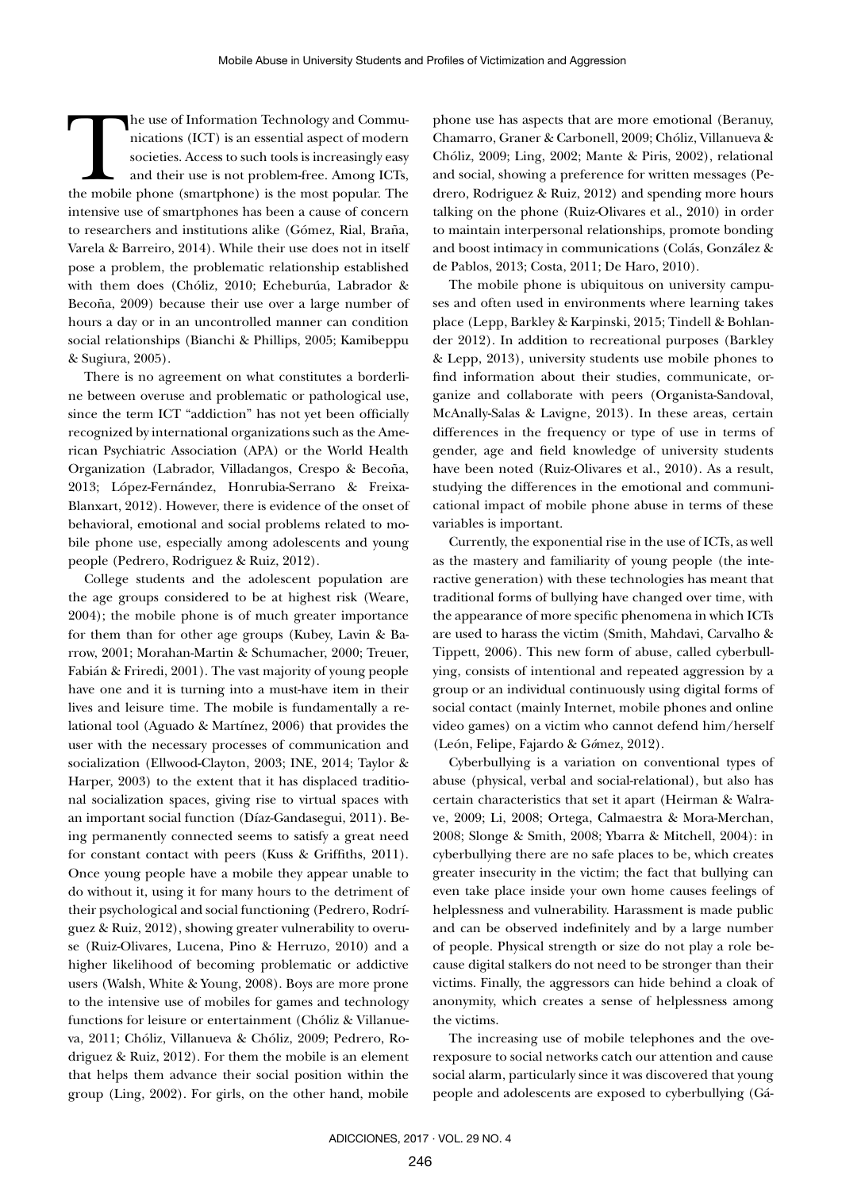The use of Information Technology and Communications (ICT) is an essential aspect of modern societies. Access to such tools is increasingly easy and their use is not problem-free. Among ICTs, the mobile phone (smartphone) is the most popular. The intensive use of smartphones has been a cause of concern to researchers and institutions alike (Gómez, Rial, Braña, Varela & Barreiro, 2014). While their use does not in itself pose a problem, the problematic relationship established with them does (Chóliz, 2010; Echeburúa, Labrador & Becoña, 2009) because their use over a large number of hours a day or in an uncontrolled manner can condition social relationships (Bianchi & Phillips, 2005; Kamibeppu & Sugiura, 2005).

There is no agreement on what constitutes a borderline between overuse and problematic or pathological use, since the term ICT "addiction" has not yet been officially recognized by international organizations such as the American Psychiatric Association (APA) or the World Health Organization (Labrador, Villadangos, Crespo & Becoña, 2013; López-Fernández, Honrubia-Serrano & Freixa-Blanxart, 2012). However, there is evidence of the onset of behavioral, emotional and social problems related to mobile phone use, especially among adolescents and young people (Pedrero, Rodriguez & Ruiz, 2012).

College students and the adolescent population are the age groups considered to be at highest risk (Weare, 2004); the mobile phone is of much greater importance for them than for other age groups (Kubey, Lavin & Barrow, 2001; Morahan-Martin & Schumacher, 2000; Treuer, Fabián & Friredi, 2001). The vast majority of young people have one and it is turning into a must-have item in their lives and leisure time. The mobile is fundamentally a relational tool (Aguado & Martínez, 2006) that provides the user with the necessary processes of communication and socialization (Ellwood-Clayton, 2003; INE, 2014; Taylor & Harper, 2003) to the extent that it has displaced traditional socialization spaces, giving rise to virtual spaces with an important social function (Díaz-Gandasegui, 2011). Being permanently connected seems to satisfy a great need for constant contact with peers (Kuss & Griffiths, 2011). Once young people have a mobile they appear unable to do without it, using it for many hours to the detriment of their psychological and social functioning (Pedrero, Rodríguez & Ruiz, 2012), showing greater vulnerability to overuse (Ruiz-Olivares, Lucena, Pino & Herruzo, 2010) and a higher likelihood of becoming problematic or addictive users (Walsh, White & Young, 2008). Boys are more prone to the intensive use of mobiles for games and technology functions for leisure or entertainment (Chóliz & Villanueva, 2011; Chóliz, Villanueva & Chóliz, 2009; Pedrero, Rodriguez & Ruiz, 2012). For them the mobile is an element that helps them advance their social position within the group (Ling, 2002). For girls, on the other hand, mobile phone use has aspects that are more emotional (Beranuy, Chamarro, Graner & Carbonell, 2009; Chóliz, Villanueva & Chóliz, 2009; Ling, 2002; Mante & Piris, 2002), relational and social, showing a preference for written messages (Pedrero, Rodriguez & Ruiz, 2012) and spending more hours talking on the phone (Ruiz-Olivares et al., 2010) in order to maintain interpersonal relationships, promote bonding and boost intimacy in communications (Colás, González & de Pablos, 2013; Costa, 2011; De Haro, 2010).

The mobile phone is ubiquitous on university campuses and often used in environments where learning takes place (Lepp, Barkley & Karpinski, 2015; Tindell & Bohlander 2012). In addition to recreational purposes (Barkley & Lepp, 2013), university students use mobile phones to find information about their studies, communicate, organize and collaborate with peers (Organista-Sandoval, McAnally-Salas & Lavigne, 2013). In these areas, certain differences in the frequency or type of use in terms of gender, age and field knowledge of university students have been noted (Ruiz-Olivares et al., 2010). As a result, studying the differences in the emotional and communicational impact of mobile phone abuse in terms of these variables is important.

Currently, the exponential rise in the use of ICTs, as well as the mastery and familiarity of young people (the interactive generation) with these technologies has meant that traditional forms of bullying have changed over time, with the appearance of more specific phenomena in which ICTs are used to harass the victim (Smith, Mahdavi, Carvalho & Tippett, 2006). This new form of abuse, called cyberbullying, consists of intentional and repeated aggression by a group or an individual continuously using digital forms of social contact (mainly Internet, mobile phones and online video games) on a victim who cannot defend him/herself (León, Felipe, Fajardo & Gómez, 2012).

Cyberbullying is a variation on conventional types of abuse (physical, verbal and social-relational), but also has certain characteristics that set it apart (Heirman & Walrave, 2009; Li, 2008; Ortega, Calmaestra & Mora-Merchan, 2008; Slonge & Smith, 2008; Ybarra & Mitchell, 2004): in cyberbullying there are no safe places to be, which creates greater insecurity in the victim; the fact that bullying can even take place inside your own home causes feelings of helplessness and vulnerability. Harassment is made public and can be observed indefinitely and by a large number of people. Physical strength or size do not play a role because digital stalkers do not need to be stronger than their victims. Finally, the aggressors can hide behind a cloak of anonymity, which creates a sense of helplessness among the victims.

The increasing use of mobile telephones and the overexposure to social networks catch our attention and cause social alarm, particularly since it was discovered that young people and adolescents are exposed to cyberbullying (Gá-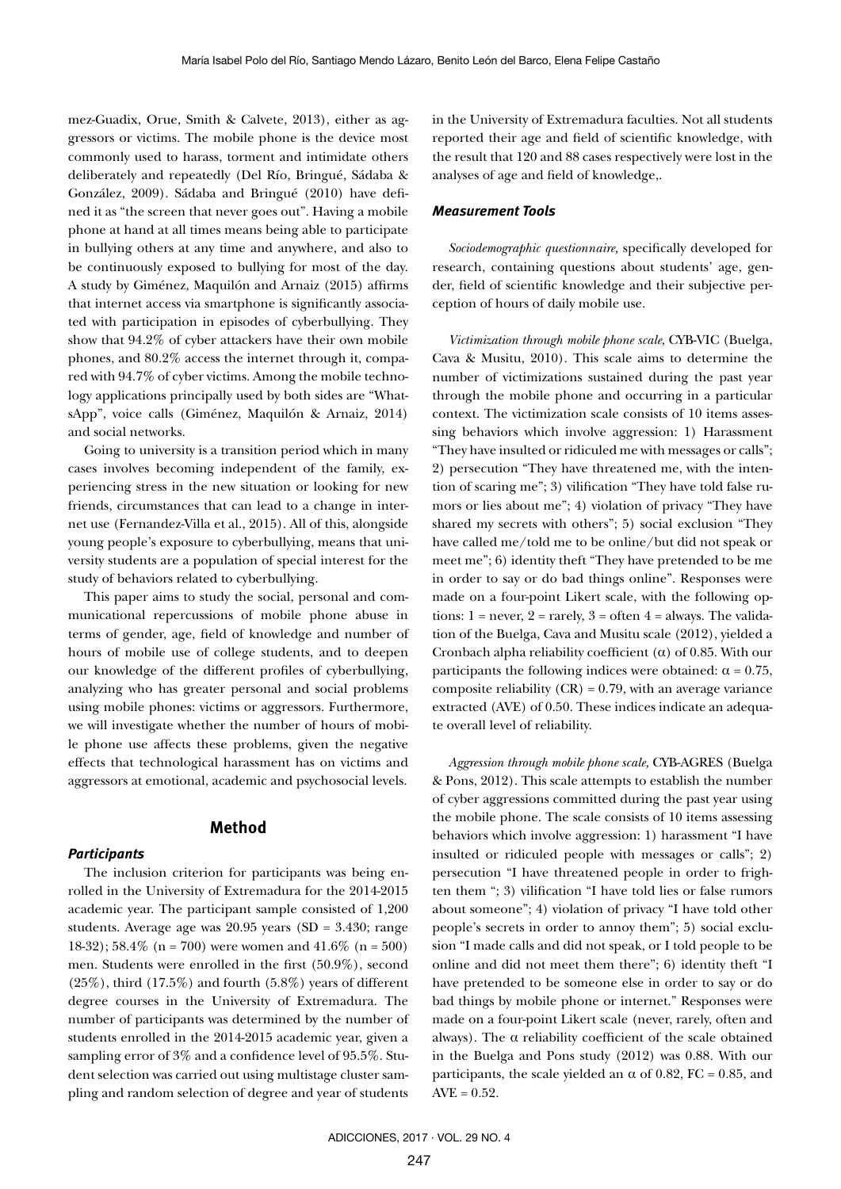mez-Guadix, Orue, Smith & Calvete, 2013), either as aggressors or victims. The mobile phone is the device most commonly used to harass, torment and intimidate others deliberately and repeatedly (Del Río, Bringué, Sádaba & González, 2009). Sádaba and Bringué (2010) have defined it as "the screen that never goes out". Having a mobile phone at hand at all times means being able to participate in bullying others at any time and anywhere, and also to be continuously exposed to bullying for most of the day. A study by Giménez, Maquilón and Arnaiz (2015) affirms that internet access via smartphone is significantly associated with participation in episodes of cyberbullying. They show that 94.2% of cyber attackers have their own mobile phones, and 80.2% access the internet through it, compared with 94.7% of cyber victims. Among the mobile technology applications principally used by both sides are "WhatsApp", voice calls (Giménez, Maquilón & Arnaiz, 2014) and social networks.

Going to university is a transition period which in many cases involves becoming independent of the family, experiencing stress in the new situation or looking for new friends, circumstances that can lead to a change in internet use (Fernandez-Villa et al., 2015). All of this, alongside young people's exposure to cyberbullying, means that university students are a population of special interest for the study of behaviors related to cyberbullying.

This paper aims to study the social, personal and communicational repercussions of mobile phone abuse in terms of gender, age, field of knowledge and number of hours of mobile use of college students, and to deepen our knowledge of the different profiles of cyberbullying, analyzing who has greater personal and social problems using mobile phones: victims or aggressors. Furthermore, we will investigate whether the number of hours of mobile phone use affects these problems, given the negative effects that technological harassment has on victims and aggressors at emotional, academic and psychosocial levels.

## Method

### Participants

The inclusion criterion for participants was being enrolled in the University of Extremadura for the 2014-2015 academic year. The participant sample consisted of 1,200 students. Average age was 20.95 years (SD = 3.430; range 18-32); 58.4% (n = 700) were women and 41.6% (n = 500) men. Students were enrolled in the first (50.9%), second (25%), third (17.5%) and fourth (5.8%) years of different degree courses in the University of Extremadura. The number of participants was determined by the number of students enrolled in the 2014-2015 academic year, given a sampling error of 3% and a confidence level of 95.5%. Student selection was carried out using multistage cluster sampling and random selection of degree and year of students in the University of Extremadura faculties. Not all students reported their age and field of scientific knowledge, with the result that 120 and 88 cases respectively were lost in the analyses of age and field of knowledge,.

### Measurement Tools

*Sociodemographic questionnaire,* specifically developed for research, containing questions about students' age, gender, field of scientific knowledge and their subjective perception of hours of daily mobile use.

*Victimization through mobile phone scale*, CYB-VIC (Buelga, Cava & Musitu, 2010). This scale aims to determine the number of victimizations sustained during the past year through the mobile phone and occurring in a particular context. The victimization scale consists of 10 items assessing behaviors which involve aggression: 1) Harassment "They have insulted or ridiculed me with messages or calls"; 2) persecution "They have threatened me, with the intention of scaring me"; 3) vilification "They have told false rumors or lies about me"; 4) violation of privacy "They have shared my secrets with others"; 5) social exclusion "They have called me/told me to be online/but did not speak or meet me"; 6) identity theft "They have pretended to be me in order to say or do bad things online". Responses were made on a four-point Likert scale, with the following options: 1 = never, 2 = rarely, 3 = often 4 = always. The validation of the Buelga, Cava and Musitu scale (2012), yielded a Cronbach alpha reliability coefficient ($\alpha$) of 0.85. With our participants the following indices were obtained: $\alpha = 0.75$, composite reliability (CR) = 0.79, with an average variance extracted (AVE) of 0.50. These indices indicate an adequate overall level of reliability.

*Aggression through mobile phone scale,* CYB-AGRES (Buelga & Pons, 2012). This scale attempts to establish the number of cyber aggressions committed during the past year using the mobile phone. The scale consists of 10 items assessing behaviors which involve aggression: 1) harassment "I have insulted or ridiculed people with messages or calls"; 2) persecution "I have threatened people in order to frighten them "; 3) vilification "I have told lies or false rumors about someone"; 4) violation of privacy "I have told other people's secrets in order to annoy them"; 5) social exclusion "I made calls and did not speak, or I told people to be online and did not meet them there"; 6) identity theft "I have pretended to be someone else in order to say or do bad things by mobile phone or internet." Responses were made on a four-point Likert scale (never, rarely, often and always). The $\alpha$ reliability coefficient of the scale obtained in the Buelga and Pons study (2012) was 0.88. With our participants, the scale yielded an $\alpha$ of 0.82, FC = 0.85, and AVE = 0.52.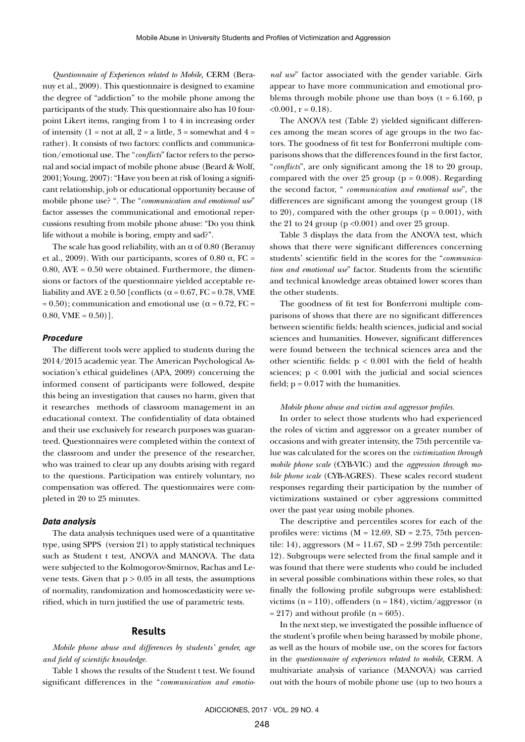*Questionnaire of Experiences related to Mobile,* CERM (Beranuy et al., 2009). This questionnaire is designed to examine the degree of "addiction" to the mobile phone among the participants of the study. This questionnaire also has 10 four-point Likert items, ranging from 1 to 4 in increasing order of intensity (1 = not at all, 2 = a little, 3 = somewhat and 4 = rather). It consists of two factors: conflicts and communication/emotional use. The "*conflicts*" factor refers to the personal and social impact of mobile phone abuse (Beard & Wolf, 2001; Young, 2007): "Have you been at risk of losing a significant relationship, job or educational opportunity because of mobile phone use? ". The "*communication and emotional use*" factor assesses the communicational and emotional repercussions resulting from mobile phone abuse: "Do you think life without a mobile is boring, empty and sad?".

The scale has good reliability, with an α of 0.80 (Beranuy et al., 2009). With our participants, scores of 0.80 α, FC = 0.80, AVE = 0.50 were obtained. Furthermore, the dimensions or factors of the questionnaire yielded acceptable reliability and AVE ≥ 0.50 [conflicts (α = 0.67, FC = 0.78, VME = 0.50); communication and emotional use (α = 0.72, FC = 0.80, VME = 0.50)].

### *Procedure*

The different tools were applied to students during the 2014/2015 academic year. The American Psychological Association's ethical guidelines (APA, 2009) concerning the informed consent of participants were followed, despite this being an investigation that causes no harm, given that it researches methods of classroom management in an educational context. The confidentiality of data obtained and their use exclusively for research purposes was guaranteed. Questionnaires were completed within the context of the classroom and under the presence of the researcher, who was trained to clear up any doubts arising with regard to the questions. Participation was entirely voluntary, no compensation was offered. The questionnaires were completed in 20 to 25 minutes.

### *Data analysis*

The data analysis techniques used were of a quantitative type, using SPPS (version 21) to apply statistical techniques such as Student t test, ANOVA and MANOVA. The data were subjected to the Kolmogorov-Smirnov, Rachas and Levene tests. Given that $p > 0.05$ in all tests, the assumptions of normality, randomization and homoscedasticity were verified, which in turn justified the use of parametric tests.

## Results

*Mobile phone abuse and differences by students' gender, age and field of scientific knowledge.*

Table 1 shows the results of the Student t test. We found significant differences in the "*communication and emotional use*" factor associated with the gender variable. Girls appear to have more communication and emotional problems through mobile phone use than boys ($t = 6.160$, $p < 0.001$, $r = 0.18$).

The ANOVA test (Table 2) yielded significant differences among the mean scores of age groups in the two factors. The goodness of fit test for Bonferroni multiple comparisons shows that the differences found in the first factor, "*conflicts*", are only significant among the 18 to 20 group, compared with the over 25 group ($p = 0.008$). Regarding the second factor, " *communication and emotional use*", the differences are significant among the youngest group (18 to 20), compared with the other groups ($p = 0.001$), with the 21 to 24 group ($p < 0.001$) and over 25 group.

Table 3 displays the data from the ANOVA test, which shows that there were significant differences concerning students' scientific field in the scores for the "*communication and emotional use*" factor. Students from the scientific and technical knowledge areas obtained lower scores than the other students.

The goodness of fit test for Bonferroni multiple comparisons of shows that there are no significant differences between scientific fields: health sciences, judicial and social sciences and humanities. However, significant differences were found between the technical sciences area and the other scientific fields: $p < 0.001$ with the field of health sciences; $p < 0.001$ with the judicial and social sciences field; $p = 0.017$ with the humanities.

*Mobile phone abuse and victim and aggressor profiles.*

In order to select those students who had experienced the roles of victim and aggressor on a greater number of occasions and with greater intensity, the 75th percentile value was calculated for the scores on the *victimization through mobile phone scale* (CYB-VIC) and the *aggression through mobile phone scale* (CYB-AGRES). These scales record student responses regarding their participation by the number of victimizations sustained or cyber aggressions committed over the past year using mobile phones.

The descriptive and percentiles scores for each of the profiles were: victims ($M = 12.69$, $SD = 2.75$, 75th percentile: 14), aggressors ($M = 11.67$, $SD = 2.99$ 75th percentile: 12). Subgroups were selected from the final sample and it was found that there were students who could be included in several possible combinations within these roles, so that finally the following profile subgroups were established: victims ($n = 110$), offenders ($n = 184$), victim/aggressor ($n = 217$) and without profile ($n = 605$).

In the next step, we investigated the possible influence of the student's profile when being harassed by mobile phone, as well as the hours of mobile use, on the scores for factors in the *questionnaire of experiences related to mobile*, CERM. A multivariate analysis of variance (MANOVA) was carried out with the hours of mobile phone use (up to two hours a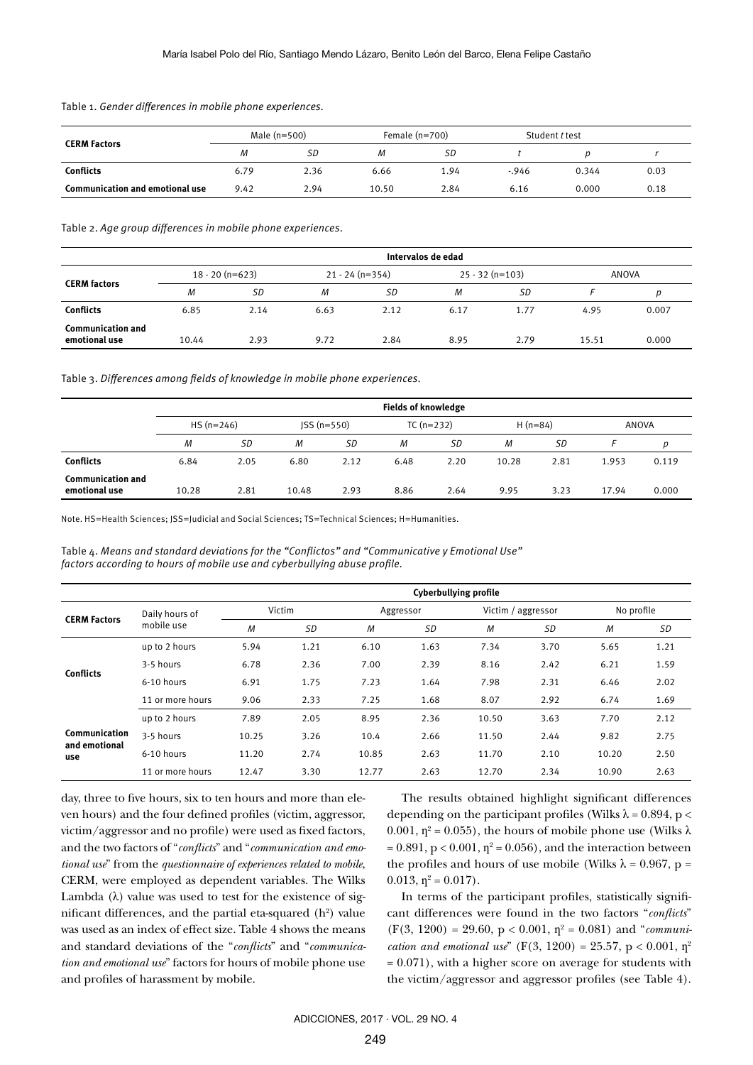Table 1. *Gender differences in mobile phone experiences.*

| CERM Factors | Male (n=500) | | Female (n=700) | | Student *t* test | | |
|---|---|---|---|---|---|---|---|
| | *M* | *SD* | *M* | *SD* | *t* | *p* | *r* |
| **Conflicts** | 6.79 | 2.36 | 6.66 | 1.94 | -.946 | 0.344 | 0.03 |
| **Communication and emotional use** | 9.42 | 2.94 | 10.50 | 2.84 | 6.16 | 0.000 | 0.18 |

Table 2. *Age group differences in mobile phone experiences.*

| CERM factors | Intervalos de edad | | | | | | | |
|---|---|---|---|---|---|---|---|---|
| | 18 - 20 (n=623) | | 21 - 24 (n=354) | | 25 - 32 (n=103) | | ANOVA | |
| | *M* | *SD* | *M* | *SD* | *M* | *SD* | *F* | *p* |
| **Conflicts** | 6.85 | 2.14 | 6.63 | 2.12 | 6.17 | 1.77 | 4.95 | 0.007 |
| **Communication and emotional use** | 10.44 | 2.93 | 9.72 | 2.84 | 8.95 | 2.79 | 15.51 | 0.000 |

Table 3. *Differences among fields of knowledge in mobile phone experiences.*

| | Fields of knowledge | | | | | | | | | |
|---|---|---|---|---|---|---|---|---|---|---|
| | HS (n=246) | | JSS (n=550) | | TC (n=232) | | H (n=84) | | ANOVA | |
| | *M* | *SD* | *M* | *SD* | *M* | *SD* | *M* | *SD* | *F* | *p* |
| **Conflicts** | 6.84 | 2.05 | 6.80 | 2.12 | 6.48 | 2.20 | 10.28 | 2.81 | 1.953 | 0.119 |
| **Communication and emotional use** | 10.28 | 2.81 | 10.48 | 2.93 | 8.86 | 2.64 | 9.95 | 3.23 | 17.94 | 0.000 |

Note. HS=Health Sciences; JSS=Judicial and Social Sciences; TS=Technical Sciences; H=Humanities.

Table 4. *Means and standard deviations for the "Conflictos" and "Communicative y Emotional Use" factors according to hours of mobile use and cyberbullying abuse profile.*

| CERM Factors | Daily hours of mobile use | Cyberbullying profile | | | | | | | |
|---|---|---|---|---|---|---|---|---|---|
| | | Victim | | Aggressor | | Victim / aggressor | | No profile | |
| | | *M* | *SD* | *M* | *SD* | *M* | *SD* | *M* | *SD* |
| **Conflicts** | up to 2 hours | 5.94 | 1.21 | 6.10 | 1.63 | 7.34 | 3.70 | 5.65 | 1.21 |
| | 3-5 hours | 6.78 | 2.36 | 7.00 | 2.39 | 8.16 | 2.42 | 6.21 | 1.59 |
| | 6-10 hours | 6.91 | 1.75 | 7.23 | 1.64 | 7.98 | 2.31 | 6.46 | 2.02 |
| | 11 or more hours | 9.06 | 2.33 | 7.25 | 1.68 | 8.07 | 2.92 | 6.74 | 1.69 |
| **Communication and emotional use** | up to 2 hours | 7.89 | 2.05 | 8.95 | 2.36 | 10.50 | 3.63 | 7.70 | 2.12 |
| | 3-5 hours | 10.25 | 3.26 | 10.4 | 2.66 | 11.50 | 2.44 | 9.82 | 2.75 |
| | 6-10 hours | 11.20 | 2.74 | 10.85 | 2.63 | 11.70 | 2.10 | 10.20 | 2.50 |
| | 11 or more hours | 12.47 | 3.30 | 12.77 | 2.63 | 12.70 | 2.34 | 10.90 | 2.63 |

day, three to five hours, six to ten hours and more than eleven hours) and the four defined profiles (victim, aggressor, victim/aggressor and no profile) were used as fixed factors, and the two factors of "*conflicts*" and "*communication and emotional use*" from the *questionnaire of experiences related to mobile*, CERM, were employed as dependent variables. The Wilks Lambda ($\lambda$) value was used to test for the existence of significant differences, and the partial eta-squared ($h^2$) value was used as an index of effect size. Table 4 shows the means and standard deviations of the "*conflicts*" and "*communication and emotional use*" factors for hours of mobile phone use and profiles of harassment by mobile.

The results obtained highlight significant differences depending on the participant profiles (Wilks $\lambda = 0.894$, $p < 0.001$, $\eta^2 = 0.055$), the hours of mobile phone use (Wilks $\lambda = 0.891$, $p < 0.001$, $\eta^2 = 0.056$), and the interaction between the profiles and hours of use mobile (Wilks $\lambda = 0.967$, $p = 0.013$, $\eta^2 = 0.017$).

In terms of the participant profiles, statistically significant differences were found in the two factors "*conflicts*" ($F(3, 1200) = 29.60$, $p < 0.001$, $\eta^2 = 0.081$) and "*communication and emotional use*" ($F(3, 1200) = 25.57$, $p < 0.001$, $\eta^2 = 0.071$), with a higher score on average for students with the victim/aggressor and aggressor profiles (see Table 4).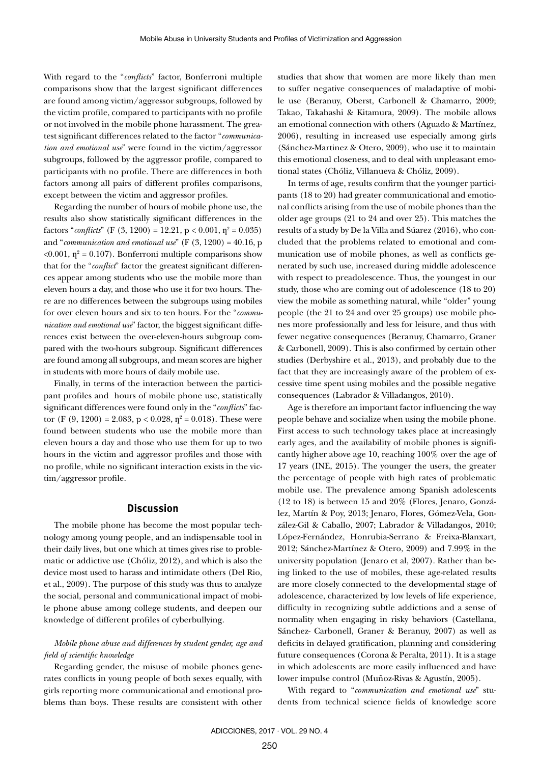With regard to the "*conflicts*" factor, Bonferroni multiple comparisons show that the largest significant differences are found among victim/aggressor subgroups, followed by the victim profile, compared to participants with no profile or not involved in the mobile phone harassment. The greatest significant differences related to the factor "*communication and emotional use*" were found in the victim/aggressor subgroups, followed by the aggressor profile, compared to participants with no profile. There are differences in both factors among all pairs of different profiles comparisons, except between the victim and aggressor profiles.

Regarding the number of hours of mobile phone use, the results also show statistically significant differences in the factors "*conflicts*" ($F(3, 1200) = 12.21$, $p < 0.001$, $\eta^2 = 0.035$) and "*communication and emotional use*" ($F(3, 1200) = 40.16$, $p < 0.001$, $\eta^2 = 0.107$). Bonferroni multiple comparisons show that for the "*conflict*" factor the greatest significant differences appear among students who use the mobile more than eleven hours a day, and those who use it for two hours. There are no differences between the subgroups using mobiles for over eleven hours and six to ten hours. For the "*communication and emotional use*" factor, the biggest significant differences exist between the over-eleven-hours subgroup compared with the two-hours subgroup. Significant differences are found among all subgroups, and mean scores are higher in students with more hours of daily mobile use.

Finally, in terms of the interaction between the participant profiles and hours of mobile phone use, statistically significant differences were found only in the "*conflicts*" factor ($F(9, 1200) = 2.083$, $p < 0.028$, $\eta^2 = 0.018$). These were found between students who use the mobile more than eleven hours a day and those who use them for up to two hours in the victim and aggressor profiles and those with no profile, while no significant interaction exists in the victim/aggressor profile.

## Discussion

The mobile phone has become the most popular technology among young people, and an indispensable tool in their daily lives, but one which at times gives rise to problematic or addictive use (Chóliz, 2012), and which is also the device most used to harass and intimidate others (Del Rio, et al., 2009). The purpose of this study was thus to analyze the social, personal and communicational impact of mobile phone abuse among college students, and deepen our knowledge of different profiles of cyberbullying.

### *Mobile phone abuse and differences by student gender, age and field of scientific knowledge*

Regarding gender, the misuse of mobile phones generates conflicts in young people of both sexes equally, with girls reporting more communicational and emotional problems than boys. These results are consistent with other studies that show that women are more likely than men to suffer negative consequences of maladaptive of mobile use (Beranuy, Oberst, Carbonell & Chamarro, 2009; Takao, Takahashi & Kitamura, 2009). The mobile allows an emotional connection with others (Aguado & Martínez, 2006), resulting in increased use especially among girls (Sánchez-Martinez & Otero, 2009), who use it to maintain this emotional closeness, and to deal with unpleasant emotional states (Chóliz, Villanueva & Chóliz, 2009).

In terms of age, results confirm that the younger participants (18 to 20) had greater communicational and emotional conflicts arising from the use of mobile phones than the older age groups (21 to 24 and over 25). This matches the results of a study by De la Villa and Súarez (2016), who concluded that the problems related to emotional and communication use of mobile phones, as well as conflicts generated by such use, increased during middle adolescence with respect to preadolescence. Thus, the youngest in our study, those who are coming out of adolescence (18 to 20) view the mobile as something natural, while "older" young people (the 21 to 24 and over 25 groups) use mobile phones more professionally and less for leisure, and thus with fewer negative consequences (Beranuy, Chamarro, Graner & Carbonell, 2009). This is also confirmed by certain other studies (Derbyshire et al., 2013), and probably due to the fact that they are increasingly aware of the problem of excessive time spent using mobiles and the possible negative consequences (Labrador & Villadangos, 2010).

Age is therefore an important factor influencing the way people behave and socialize when using the mobile phone. First access to such technology takes place at increasingly early ages, and the availability of mobile phones is significantly higher above age 10, reaching 100% over the age of 17 years (INE, 2015). The younger the users, the greater the percentage of people with high rates of problematic mobile use. The prevalence among Spanish adolescents (12 to 18) is between 15 and 20% (Flores, Jenaro, González, Martín & Poy, 2013; Jenaro, Flores, Gómez-Vela, González-Gil & Caballo, 2007; Labrador & Villadangos, 2010; López-Fernández, Honrubia-Serrano & Freixa-Blanxart, 2012; Sánchez-Martínez & Otero, 2009) and 7.99% in the university population (Jenaro et al, 2007). Rather than being linked to the use of mobiles, these age-related results are more closely connected to the developmental stage of adolescence, characterized by low levels of life experience, difficulty in recognizing subtle addictions and a sense of normality when engaging in risky behaviors (Castellana, Sánchez- Carbonell, Graner & Beranuy, 2007) as well as deficits in delayed gratification, planning and considering future consequences (Corona & Peralta, 2011). It is a stage in which adolescents are more easily influenced and have lower impulse control (Muñoz-Rivas & Agustín, 2005).

With regard to "*communication and emotional use*" students from technical science fields of knowledge score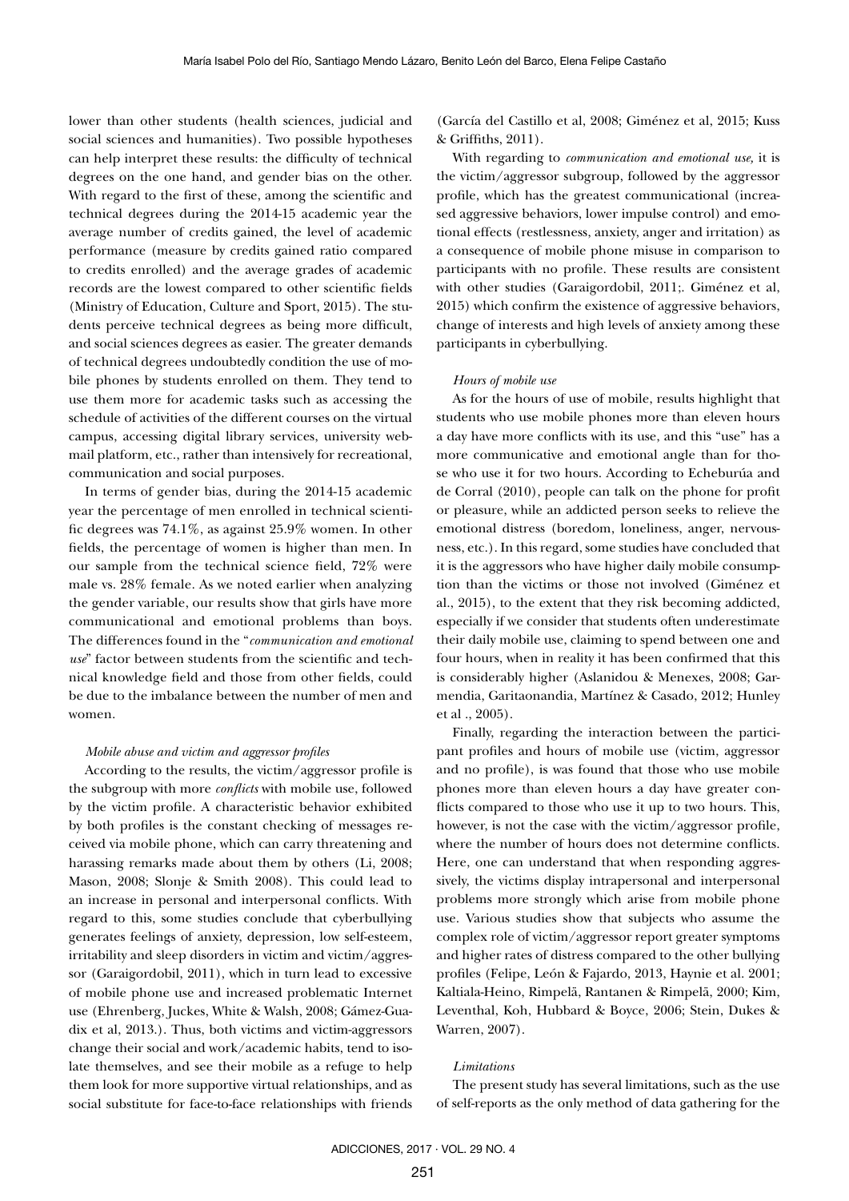lower than other students (health sciences, judicial and social sciences and humanities). Two possible hypotheses can help interpret these results: the difficulty of technical degrees on the one hand, and gender bias on the other. With regard to the first of these, among the scientific and technical degrees during the 2014-15 academic year the average number of credits gained, the level of academic performance (measure by credits gained ratio compared to credits enrolled) and the average grades of academic records are the lowest compared to other scientific fields (Ministry of Education, Culture and Sport, 2015). The students perceive technical degrees as being more difficult, and social sciences degrees as easier. The greater demands of technical degrees undoubtedly condition the use of mobile phones by students enrolled on them. They tend to use them more for academic tasks such as accessing the schedule of activities of the different courses on the virtual campus, accessing digital library services, university webmail platform, etc., rather than intensively for recreational, communication and social purposes.

In terms of gender bias, during the 2014-15 academic year the percentage of men enrolled in technical scientific degrees was 74.1%, as against 25.9% women. In other fields, the percentage of women is higher than men. In our sample from the technical science field, 72% were male vs. 28% female. As we noted earlier when analyzing the gender variable, our results show that girls have more communicational and emotional problems than boys. The differences found in the "*communication and emotional use*" factor between students from the scientific and technical knowledge field and those from other fields, could be due to the imbalance between the number of men and women.

*Mobile abuse and victim and aggressor profiles*

According to the results, the victim/aggressor profile is the subgroup with more *conflicts* with mobile use, followed by the victim profile. A characteristic behavior exhibited by both profiles is the constant checking of messages received via mobile phone, which can carry threatening and harassing remarks made about them by others (Li, 2008; Mason, 2008; Slonje & Smith 2008). This could lead to an increase in personal and interpersonal conflicts. With regard to this, some studies conclude that cyberbullying generates feelings of anxiety, depression, low self-esteem, irritability and sleep disorders in victim and victim/aggressor (Garaigordobil, 2011), which in turn lead to excessive of mobile phone use and increased problematic Internet use (Ehrenberg, Juckes, White & Walsh, 2008; Gámez-Guadix et al, 2013.). Thus, both victims and victim-aggressors change their social and work/academic habits, tend to isolate themselves, and see their mobile as a refuge to help them look for more supportive virtual relationships, and as social substitute for face-to-face relationships with friends (García del Castillo et al, 2008; Giménez et al, 2015; Kuss & Griffiths, 2011).

With regarding to *communication and emotional use,* it is the victim/aggressor subgroup, followed by the aggressor profile, which has the greatest communicational (increased aggressive behaviors, lower impulse control) and emotional effects (restlessness, anxiety, anger and irritation) as a consequence of mobile phone misuse in comparison to participants with no profile. These results are consistent with other studies (Garaigordobil, 2011;. Giménez et al, 2015) which confirm the existence of aggressive behaviors, change of interests and high levels of anxiety among these participants in cyberbullying.

*Hours of mobile use*

As for the hours of use of mobile, results highlight that students who use mobile phones more than eleven hours a day have more conflicts with its use, and this "use" has a more communicative and emotional angle than for those who use it for two hours. According to Echeburúa and de Corral (2010), people can talk on the phone for profit or pleasure, while an addicted person seeks to relieve the emotional distress (boredom, loneliness, anger, nervousness, etc.). In this regard, some studies have concluded that it is the aggressors who have higher daily mobile consumption than the victims or those not involved (Giménez et al., 2015), to the extent that they risk becoming addicted, especially if we consider that students often underestimate their daily mobile use, claiming to spend between one and four hours, when in reality it has been confirmed that this is considerably higher (Aslanidou & Menexes, 2008; Garmendia, Garitaonandia, Martínez & Casado, 2012; Hunley et al ., 2005).

Finally, regarding the interaction between the participant profiles and hours of mobile use (victim, aggressor and no profile), is was found that those who use mobile phones more than eleven hours a day have greater conflicts compared to those who use it up to two hours. This, however, is not the case with the victim/aggressor profile, where the number of hours does not determine conflicts. Here, one can understand that when responding aggressively, the victims display intrapersonal and interpersonal problems more strongly which arise from mobile phone use. Various studies show that subjects who assume the complex role of victim/aggressor report greater symptoms and higher rates of distress compared to the other bullying profiles (Felipe, León & Fajardo, 2013, Haynie et al. 2001; Kaltiala-Heino, Rimpelä, Rantanen & Rimpelä, 2000; Kim, Leventhal, Koh, Hubbard & Boyce, 2006; Stein, Dukes & Warren, 2007).

*Limitations*

The present study has several limitations, such as the use of self-reports as the only method of data gathering for the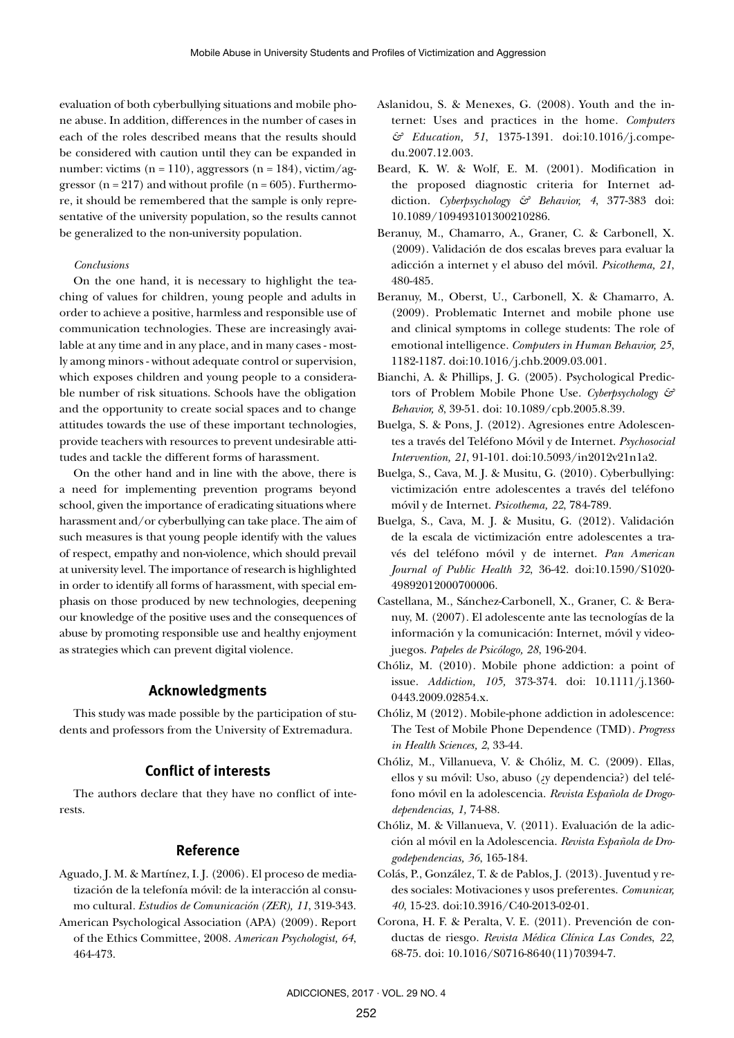evaluation of both cyberbullying situations and mobile phone abuse. In addition, differences in the number of cases in each of the roles described means that the results should be considered with caution until they can be expanded in number: victims (n = 110), aggressors (n = 184), victim/aggressor (n = 217) and without profile (n = 605). Furthermore, it should be remembered that the sample is only representative of the university population, so the results cannot be generalized to the non-university population.

*Conclusions*

On the one hand, it is necessary to highlight the teaching of values for children, young people and adults in order to achieve a positive, harmless and responsible use of communication technologies. These are increasingly available at any time and in any place, and in many cases - mostly among minors - without adequate control or supervision, which exposes children and young people to a considerable number of risk situations. Schools have the obligation and the opportunity to create social spaces and to change attitudes towards the use of these important technologies, provide teachers with resources to prevent undesirable attitudes and tackle the different forms of harassment.

On the other hand and in line with the above, there is a need for implementing prevention programs beyond school, given the importance of eradicating situations where harassment and/or cyberbullying can take place. The aim of such measures is that young people identify with the values of respect, empathy and non-violence, which should prevail at university level. The importance of research is highlighted in order to identify all forms of harassment, with special emphasis on those produced by new technologies, deepening our knowledge of the positive uses and the consequences of abuse by promoting responsible use and healthy enjoyment as strategies which can prevent digital violence.

## Acknowledgments

This study was made possible by the participation of students and professors from the University of Extremadura.

## Conflict of interests

The authors declare that they have no conflict of interests.

## Reference

Aguado, J. M. & Martínez, I. J. (2006). El proceso de mediatización de la telefonía móvil: de la interacción al consumo cultural. *Estudios de Comunicación (ZER), 11*, 319-343.

American Psychological Association (APA) (2009). Report of the Ethics Committee, 2008. *American Psychologist, 64*, 464-473.

Aslanidou, S. & Menexes, G. (2008). Youth and the internet: Uses and practices in the home. *Computers & Education, 51*, 1375-1391. doi:10.1016/j.compedu.2007.12.003.

Beard, K. W. & Wolf, E. M. (2001). Modification in the proposed diagnostic criteria for Internet addiction. *Cyberpsychology & Behavior, 4*, 377-383 doi: 10.1089/109493101300210286.

Beranuy, M., Chamarro, A., Graner, C. & Carbonell, X. (2009). Validación de dos escalas breves para evaluar la adicción a internet y el abuso del móvil. *Psicothema, 21*, 480-485.

Beranuy, M., Oberst, U., Carbonell, X. & Chamarro, A. (2009). Problematic Internet and mobile phone use and clinical symptoms in college students: The role of emotional intelligence. *Computers in Human Behavior, 25*, 1182-1187. doi:10.1016/j.chb.2009.03.001.

Bianchi, A. & Phillips, J. G. (2005). Psychological Predictors of Problem Mobile Phone Use. *Cyberpsychology & Behavior, 8*, 39-51. doi: 10.1089/cpb.2005.8.39.

Buelga, S. & Pons, J. (2012). Agresiones entre Adolescentes a través del Teléfono Móvil y de Internet. *Psychosocial Intervention, 21*, 91-101. doi:10.5093/in2012v21n1a2.

Buelga, S., Cava, M. J. & Musitu, G. (2010). Cyberbullying: victimización entre adolescentes a través del teléfono móvil y de Internet. *Psicothema, 22*, 784-789.

Buelga, S., Cava, M. J. & Musitu, G. (2012). Validación de la escala de victimización entre adolescentes a través del teléfono móvil y de internet. *Pan American Journal of Public Health 32*, 36-42. doi:10.1590/S1020-49892012000700006.

Castellana, M., Sánchez-Carbonell, X., Graner, C. & Beranuy, M. (2007). El adolescente ante las tecnologías de la información y la comunicación: Internet, móvil y videojuegos. *Papeles de Psicólogo, 28*, 196-204.

Chóliz, M. (2010). Mobile phone addiction: a point of issue. *Addiction, 105,* 373-374. doi: 10.1111/j.1360-0443.2009.02854.x.

Chóliz, M (2012). Mobile-phone addiction in adolescence: The Test of Mobile Phone Dependence (TMD). *Progress in Health Sciences, 2*, 33-44.

Chóliz, M., Villanueva, V. & Chóliz, M. C. (2009). Ellas, ellos y su móvil: Uso, abuso (¿y dependencia?) del teléfono móvil en la adolescencia. *Revista Española de Drogodependencias, 1,* 74-88.

Chóliz, M. & Villanueva, V. (2011). Evaluación de la adicción al móvil en la Adolescencia. *Revista Española de Drogodependencias, 36*, 165-184.

Colás, P., González, T. & de Pablos, J. (2013). Juventud y redes sociales: Motivaciones y usos preferentes. *Comunicar, 40*, 15-23. doi:10.3916/C40-2013-02-01.

Corona, H. F. & Peralta, V. E. (2011). Prevención de conductas de riesgo. *Revista Médica Clínica Las Condes*, *22*, 68-75. doi: 10.1016/S0716-8640(11)70394-7.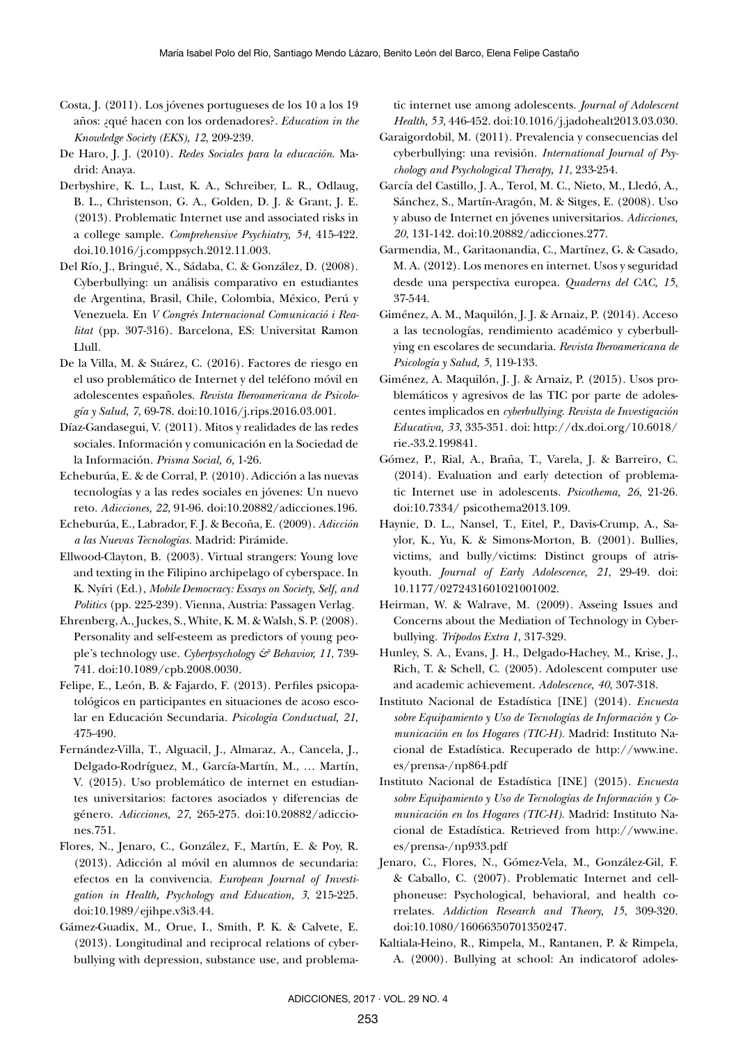Costa, J. (2011). Los jóvenes portugueses de los 10 a los 19 años: ¿qué hacen con los ordenadores?. *Education in the Knowledge Society (EKS), 12*, 209-239.

De Haro, J. J. (2010). *Redes Sociales para la educación*. Madrid: Anaya.

Derbyshire, K. L., Lust, K. A., Schreiber, L. R., Odlaug, B. L., Christenson, G. A., Golden, D. J. & Grant, J. E. (2013). Problematic Internet use and associated risks in a college sample. *Comprehensive Psychiatry, 54*, 415-422. doi.10.1016/j.comppsych.2012.11.003.

Del Río, J., Bringué, X., Sádaba, C. & González, D. (2008). Cyberbullying: un análisis comparativo en estudiantes de Argentina, Brasil, Chile, Colombia, México, Perú y Venezuela. En *V Congrés Internacional Comunicació i Realitat* (pp. 307-316). Barcelona, ES: Universitat Ramon Llull.

De la Villa, M. & Suárez, C. (2016). Factores de riesgo en el uso problemático de Internet y del teléfono móvil en adolescentes españoles. *Revista Iberoamericana de Psicología y Salud, 7*, 69-78. doi:10.1016/j.rips.2016.03.001.

Díaz-Gandasegui, V. (2011). Mitos y realidades de las redes sociales. Información y comunicación en la Sociedad de la Información. *Prisma Social, 6*, 1-26.

Echeburúa, E. & de Corral, P. (2010). Adicción a las nuevas tecnologías y a las redes sociales en jóvenes: Un nuevo reto. *Adicciones, 22*, 91-96. doi:10.20882/adicciones.196.

Echeburúa, E., Labrador, F. J. & Becoña, E. (2009). *Adicción a las Nuevas Tecnologías*. Madrid: Pirámide.

Ellwood-Clayton, B. (2003). Virtual strangers: Young love and texting in the Filipino archipelago of cyberspace. In K. Nyíri (Ed.), *Mobile Democracy: Essays on Society, Self, and Politics* (pp. 225-239). Vienna, Austria: Passagen Verlag.

Ehrenberg, A., Juckes, S., White, K. M. & Walsh, S. P. (2008). Personality and self-esteem as predictors of young people's technology use. *Cyberpsychology & Behavior, 11*, 739-741. doi:10.1089/cpb.2008.0030.

Felipe, E., León, B. & Fajardo, F. (2013). Perfiles psicopatológicos en participantes en situaciones de acoso escolar en Educación Secundaria. *Psicología Conductual, 21*, 475-490.

Fernández-Villa, T., Alguacil, J., Almaraz, A., Cancela, J., Delgado-Rodríguez, M., García-Martín, M., … Martín, V. (2015). Uso problemático de internet en estudiantes universitarios: factores asociados y diferencias de género. *Adicciones, 27*, 265-275. doi:10.20882/adicciones.751.

Flores, N., Jenaro, C., González, F., Martín, E. & Poy, R. (2013). Adicción al móvil en alumnos de secundaria: efectos en la convivencia. *European Journal of Investigation in Health, Psychology and Education, 3*, 215-225. doi:10.1989/ejihpe.v3i3.44.

Gámez-Guadix, M., Orue, I., Smith, P. K. & Calvete, E. (2013). Longitudinal and reciprocal relations of cyberbullying with depression, substance use, and problematic internet use among adolescents. *Journal of Adolescent Health, 53*, 446-452. doi:10.1016/j.jadohealt2013.03.030.

Garaigordobil, M. (2011). Prevalencia y consecuencias del cyberbullying: una revisión. *International Journal of Psychology and Psychological Therapy, 11*, 233-254.

García del Castillo, J. A., Terol, M. C., Nieto, M., Lledó, A., Sánchez, S., Martín-Aragón, M. & Sitges, E. (2008). Uso y abuso de Internet en jóvenes universitarios. *Adicciones, 20*, 131-142. doi:10.20882/adicciones.277.

Garmendia, M., Garitaonandia, C., Martínez, G. & Casado, M. A. (2012). Los menores en internet. Usos y seguridad desde una perspectiva europea. *Quaderns del CAC, 15*, 37-544.

Giménez, A. M., Maquilón, J. J. & Arnaiz, P. (2014). Acceso a las tecnologías, rendimiento académico y cyberbullying en escolares de secundaria. *Revista Iberoamericana de Psicología y Salud, 5*, 119-133.

Giménez, A. Maquilón, J. J. & Arnaiz, P. (2015). Usos problemáticos y agresivos de las TIC por parte de adolescentes implicados en *cyberbullying*. *Revista de Investigación Educativa, 33*, 335-351. doi: http://dx.doi.org/10.6018/rie.-33.2.199841.

Gómez, P., Rial, A., Braña, T., Varela, J. & Barreiro, C. (2014). Evaluation and early detection of problematic Internet use in adolescents. *Psicothema, 26*, 21-26. doi:10.7334/ psicothema2013.109.

Haynie, D. L., Nansel, T., Eitel, P., Davis-Crump, A., Saylor, K., Yu, K. & Simons-Morton, B. (2001). Bullies, victims, and bully/victims: Distinct groups of atriskyouth. *Journal of Early Adolescence, 21*, 29-49. doi: 10.1177/0272431601021001002.

Heirman, W. & Walrave, M. (2009). Asseing Issues and Concerns about the Mediation of Technology in Cyberbullying. *Trípodos Extra 1*, 317-329.

Hunley, S. A., Evans, J. H., Delgado-Hachey, M., Krise, J., Rich, T. & Schell, C. (2005). Adolescent computer use and academic achievement. *Adolescence, 40*, 307-318.

Instituto Nacional de Estadística [INE] (2014). *Encuesta sobre Equipamiento y Uso de Tecnologías de Información y Comunicación en los Hogares (TIC-H)*. Madrid: Instituto Nacional de Estadística. Recuperado de http://www.ine.es/prensa-/np864.pdf

Instituto Nacional de Estadística [INE] (2015). *Encuesta sobre Equipamiento y Uso de Tecnologías de Información y Comunicación en los Hogares (TIC-H)*. Madrid: Instituto Nacional de Estadística. Retrieved from http://www.ine.es/prensa-/np933.pdf

Jenaro, C., Flores, N., Gómez-Vela, M., González-Gil, F. & Caballo, C. (2007). Problematic Internet and cellphoneuse: Psychological, behavioral, and health correlates. *Addiction Research and Theory, 15*, 309-320. doi:10.1080/16066350701350247.

Kaltiala-Heino, R., Rimpela, M., Rantanen, P. & Rimpela, A. (2000). Bullying at school: An indicatorof adoles-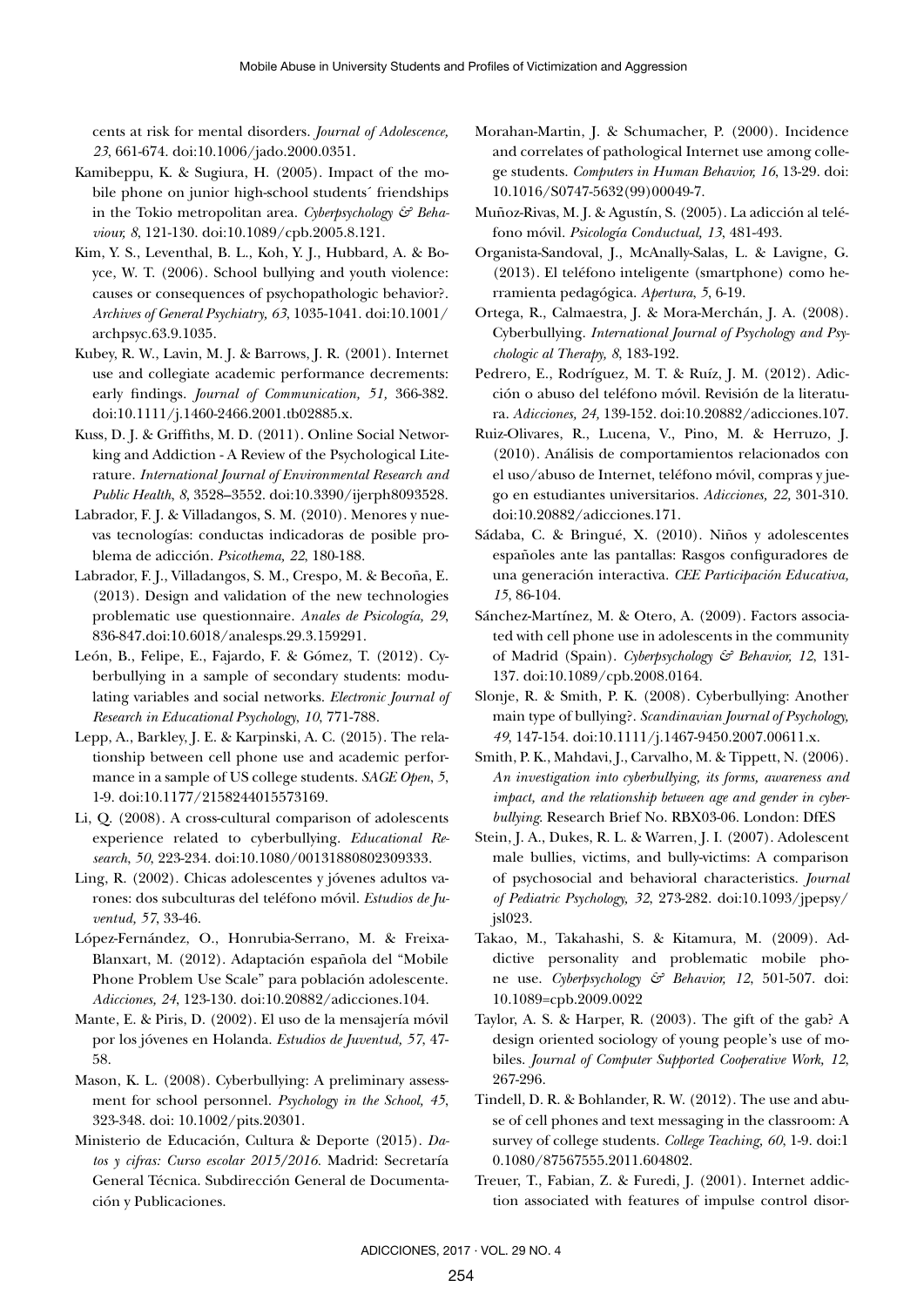cents at risk for mental disorders. *Journal of Adolescence, 23*, 661-674. doi:10.1006/jado.2000.0351.

Kamibeppu, K. & Sugiura, H. (2005). Impact of the mobile phone on junior high-school students´ friendships in the Tokio metropolitan area. *Cyberpsychology & Behaviour, 8*, 121-130. doi:10.1089/cpb.2005.8.121.

Kim, Y. S., Leventhal, B. L., Koh, Y. J., Hubbard, A. & Boyce, W. T. (2006). School bullying and youth violence: causes or consequences of psychopathologic behavior?. *Archives of General Psychiatry, 63*, 1035-1041. doi:10.1001/archpsyc.63.9.1035.

Kubey, R. W., Lavin, M. J. & Barrows, J. R. (2001). Internet use and collegiate academic performance decrements: early findings. *Journal of Communication, 51,* 366-382. doi:10.1111/j.1460-2466.2001.tb02885.x.

Kuss, D. J. & Griffiths, M. D. (2011). Online Social Networking and Addiction - A Review of the Psychological Literature. *International Journal of Environmental Research and Public Health, 8*, 3528–3552. doi:10.3390/ijerph8093528.

Labrador, F. J. & Villadangos, S. M. (2010). Menores y nuevas tecnologías: conductas indicadoras de posible problema de adicción. *Psicothema, 22*, 180-188.

Labrador, F. J., Villadangos, S. M., Crespo, M. & Becoña, E. (2013). Design and validation of the new technologies problematic use questionnaire. *Anales de Psicología, 29*, 836-847.doi:10.6018/analesps.29.3.159291.

León, B., Felipe, E., Fajardo, F. & Gómez, T. (2012). Cyberbullying in a sample of secondary students: modulating variables and social networks. *Electronic Journal of Research in Educational Psychology, 10*, 771-788.

Lepp, A., Barkley, J. E. & Karpinski, A. C. (2015). The relationship between cell phone use and academic performance in a sample of US college students. *SAGE Open, 5*, 1-9. doi:10.1177/2158244015573169.

Li, Q. (2008). A cross-cultural comparison of adolescents experience related to cyberbullying. *Educational Research, 50*, 223-234. doi:10.1080/00131880802309333.

Ling, R. (2002). Chicas adolescentes y jóvenes adultos varones: dos subculturas del teléfono móvil. *Estudios de Juventud, 57*, 33-46.

López-Fernández, O., Honrubia-Serrano, M. & Freixa-Blanxart, M. (2012). Adaptación española del "Mobile Phone Problem Use Scale" para población adolescente. *Adicciones, 24*, 123-130. doi:10.20882/adicciones.104.

Mante, E. & Piris, D. (2002). El uso de la mensajería móvil por los jóvenes en Holanda. *Estudios de Juventud, 57*, 47-58.

Mason, K. L. (2008). Cyberbullying: A preliminary assessment for school personnel. *Psychology in the School, 45*, 323-348. doi: 10.1002/pits.20301.

Ministerio de Educación, Cultura & Deporte (2015). *Datos y cifras: Curso escolar 2015/2016.* Madrid: Secretaría General Técnica. Subdirección General de Documentación y Publicaciones.

Morahan-Martin, J. & Schumacher, P. (2000). Incidence and correlates of pathological Internet use among college students. *Computers in Human Behavior, 16*, 13-29. doi: 10.1016/S0747-5632(99)00049-7.

Muñoz-Rivas, M. J. & Agustín, S. (2005). La adicción al teléfono móvil. *Psicología Conductual, 13*, 481-493.

Organista-Sandoval, J., McAnally-Salas, L. & Lavigne, G. (2013). El teléfono inteligente (smartphone) como herramienta pedagógica. *Apertura, 5*, 6-19.

Ortega, R., Calmaestra, J. & Mora-Merchán, J. A. (2008). Cyberbullying. *International Journal of Psychology and Psychologic al Therapy, 8*, 183-192.

Pedrero, E., Rodríguez, M. T. & Ruíz, J. M. (2012). Adicción o abuso del teléfono móvil. Revisión de la literatura. *Adicciones, 24,* 139-152. doi:10.20882/adicciones.107.

Ruiz-Olivares, R., Lucena, V., Pino, M. & Herruzo, J. (2010). Análisis de comportamientos relacionados con el uso/abuso de Internet, teléfono móvil, compras y juego en estudiantes universitarios. *Adicciones, 22,* 301-310. doi:10.20882/adicciones.171.

Sádaba, C. & Bringué, X. (2010). Niños y adolescentes españoles ante las pantallas: Rasgos configuradores de una generación interactiva. *CEE Participación Educativa, 15*, 86-104.

Sánchez-Martínez, M. & Otero, A. (2009). Factors associated with cell phone use in adolescents in the community of Madrid (Spain). *Cyberpsychology & Behavior, 12*, 131-137. doi:10.1089/cpb.2008.0164.

Slonje, R. & Smith, P. K. (2008). Cyberbullying: Another main type of bullying?. *Scandinavian Journal of Psychology, 49*, 147-154. doi:10.1111/j.1467-9450.2007.00611.x.

Smith, P. K., Mahdavi, J., Carvalho, M. & Tippett, N. (2006). *An investigation into cyberbullying, its forms, awareness and impact, and the relationship between age and gender in cyberbullying.* Research Brief No. RBX03-06. London: DfES

Stein, J. A., Dukes, R. L. & Warren, J. I. (2007). Adolescent male bullies, victims, and bully-victims: A comparison of psychosocial and behavioral characteristics. *Journal of Pediatric Psychology, 32*, 273-282. doi:10.1093/jpepsy/jsl023.

Takao, M., Takahashi, S. & Kitamura, M. (2009). Addictive personality and problematic mobile phone use. *Cyberpsychology & Behavior, 12*, 501-507. doi: 10.1089=cpb.2009.0022

Taylor, A. S. & Harper, R. (2003). The gift of the gab? A design oriented sociology of young people's use of mobiles. *Journal of Computer Supported Cooperative Work, 12*, 267-296.

Tindell, D. R. & Bohlander, R. W. (2012). The use and abuse of cell phones and text messaging in the classroom: A survey of college students. *College Teaching, 60*, 1-9. doi:10.1080/87567555.2011.604802.

Treuer, T., Fabian, Z. & Furedi, J. (2001). Internet addiction associated with features of impulse control disor-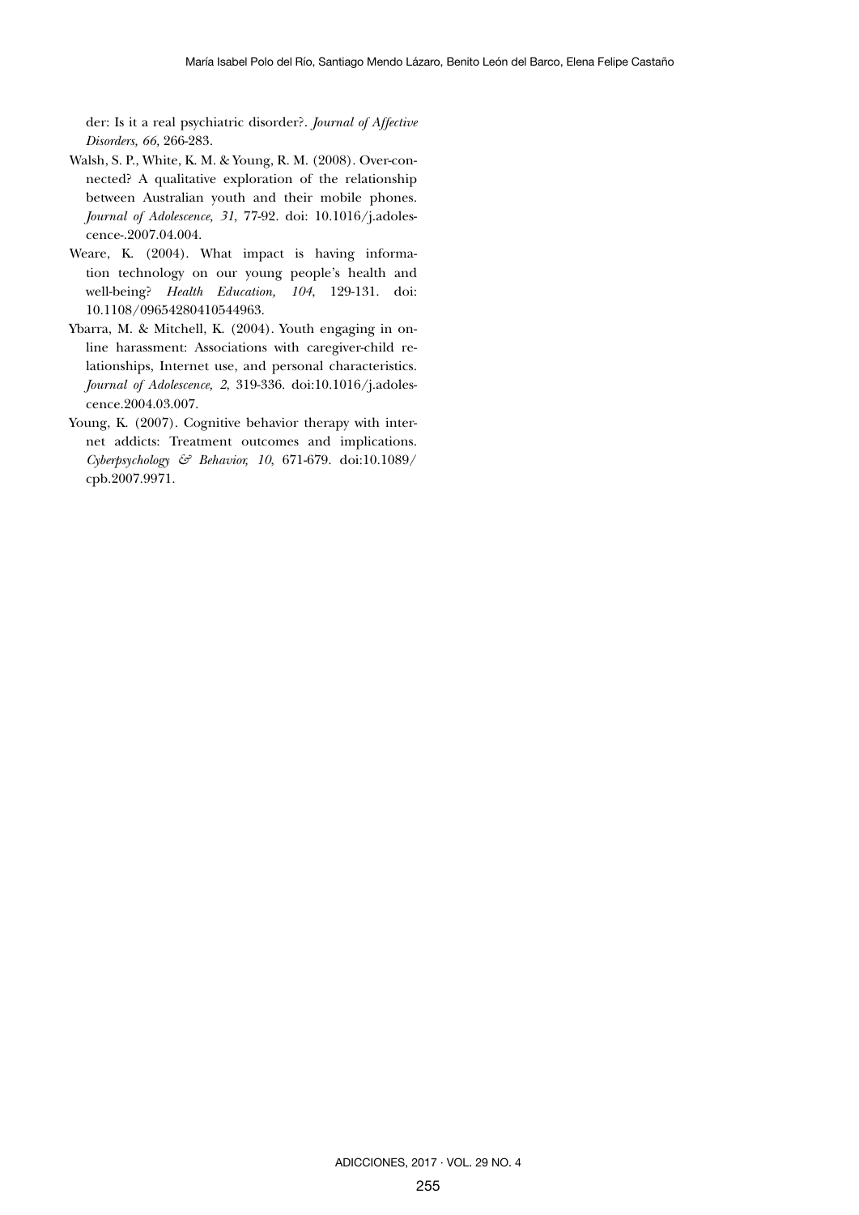der: Is it a real psychiatric disorder?. *Journal of Affective Disorders, 66*, 266-283.

Walsh, S. P., White, K. M. & Young, R. M. (2008). Over-connected? A qualitative exploration of the relationship between Australian youth and their mobile phones. *Journal of Adolescence, 31*, 77-92. doi: 10.1016/j.adolescence-.2007.04.004.

Weare, K. (2004). What impact is having information technology on our young people's health and well-being? *Health Education, 104*, 129-131. doi: 10.1108/09654280410544963.

Ybarra, M. & Mitchell, K. (2004). Youth engaging in online harassment: Associations with caregiver-child relationships, Internet use, and personal characteristics. *Journal of Adolescence, 2*, 319-336. doi:10.1016/j.adolescence.2004.03.007.

Young, K. (2007). Cognitive behavior therapy with internet addicts: Treatment outcomes and implications. *Cyberpsychology & Behavior, 10*, 671-679. doi:10.1089/cpb.2007.9971.